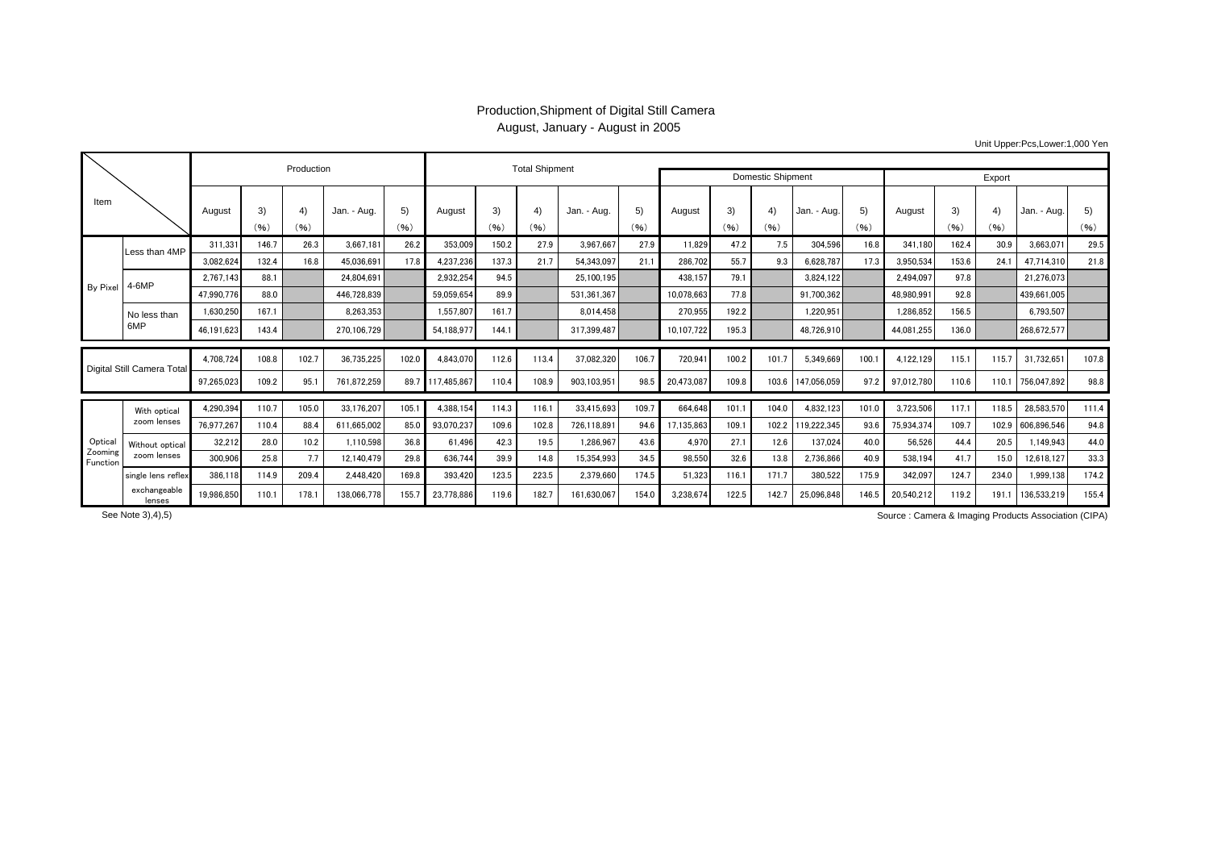# Production,Shipment of Digital Still Camera

August, January - August in 2005

Unit Upper:Pcs,Lower:1,000 Yen

| Item | | Production | | | | | Total Shipment | | | | | Domestic Shipment | | | | | Export | | | | |
|---|---|---|---|---|---|---|---|---|---|---|---|---|---|---|---|---|---|---|---|---|---|
| | | August | 3) (%) | 4) (%) | Jan. - Aug. | 5) (%) | August | 3) (%) | 4) (%) | Jan. - Aug. | 5) (%) | August | 3) (%) | 4) (%) | Jan. - Aug. | 5) (%) | August | 3) (%) | 4) (%) | Jan. - Aug. | 5) (%) |
| By Pixel | Less than 4MP | 311,331 | 146.7 | 26.3 | 3,667,181 | 26.2 | 353,009 | 150.2 | 27.9 | 3,967,667 | 27.9 | 11,829 | 47.2 | 7.5 | 304,596 | 16.8 | 341,180 | 162.4 | 30.9 | 3,663,071 | 29.5 |
| | | 3,082,624 | 132.4 | 16.8 | 45,036,691 | 17.8 | 4,237,236 | 137.3 | 21.7 | 54,343,097 | 21.1 | 286,702 | 55.7 | 9.3 | 6,628,787 | 17.3 | 3,950,534 | 153.6 | 24.1 | 47,714,310 | 21.8 |
| | 4-6MP | 2,767,143 | 88.1 | | 24,804,691 | | 2,932,254 | 94.5 | | 25,100,195 | | 438,157 | 79.1 | | 3,824,122 | | 2,494,097 | 97.8 | | 21,276,073 | |
| | | 47,990,776 | 88.0 | | 446,728,839 | | 59,059,654 | 89.9 | | 531,361,367 | | 10,078,663 | 77.8 | | 91,700,362 | | 48,980,991 | 92.8 | | 439,661,005 | |
| | No less than 6MP | 1,630,250 | 167.1 | | 8,263,353 | | 1,557,807 | 161.7 | | 8,014,458 | | 270,955 | 192.2 | | 1,220,951 | | 1,286,852 | 156.5 | | 6,793,507 | |
| | | 46,191,623 | 143.4 | | 270,106,729 | | 54,188,977 | 144.1 | | 317,399,487 | | 10,107,722 | 195.3 | | 48,726,910 | | 44,081,255 | 136.0 | | 268,672,577 | |
| Digital Still Camera Total | | 4,708,724 | 108.8 | 102.7 | 36,735,225 | 102.0 | 4,843,070 | 112.6 | 113.4 | 37,082,320 | 106.7 | 720,941 | 100.2 | 101.7 | 5,349,669 | 100.1 | 4,122,129 | 115.1 | 115.7 | 31,732,651 | 107.8 |
| | | 97,265,023 | 109.2 | 95.1 | 761,872,259 | 89.7 | 117,485,867 | 110.4 | 108.9 | 903,103,951 | 98.5 | 20,473,087 | 109.8 | 103.6 | 147,056,059 | 97.2 | 97,012,780 | 110.6 | 110.1 | 756,047,892 | 98.8 |
| Optical Zooming Function | With optical zoom lenses | 4,290,394 | 110.7 | 105.0 | 33,176,207 | 105.1 | 4,388,154 | 114.3 | 116.1 | 33,415,693 | 109.7 | 664,648 | 101.1 | 104.0 | 4,832,123 | 101.0 | 3,723,506 | 117.1 | 118.5 | 28,583,570 | 111.4 |
| | | 76,977,267 | 110.4 | 88.4 | 611,665,002 | 85.0 | 93,070,237 | 109.6 | 102.8 | 726,118,891 | 94.6 | 17,135,863 | 109.1 | 102.2 | 119,222,345 | 93.6 | 75,934,374 | 109.7 | 102.9 | 606,896,546 | 94.8 |
| | Without optical zoom lenses | 32,212 | 28.0 | 10.2 | 1,110,598 | 36.8 | 61,496 | 42.3 | 19.5 | 1,286,967 | 43.6 | 4,970 | 27.1 | 12.6 | 137,024 | 40.0 | 56,526 | 44.4 | 20.5 | 1,149,943 | 44.0 |
| | | 300,906 | 25.8 | 7.7 | 12,140,479 | 29.8 | 636,744 | 39.9 | 14.8 | 15,354,993 | 34.5 | 98,550 | 32.6 | 13.8 | 2,736,866 | 40.9 | 538,194 | 41.7 | 15.0 | 12,618,127 | 33.3 |
| | single lens reflex | 386,118 | 114.9 | 209.4 | 2,448,420 | 169.8 | 393,420 | 123.5 | 223.5 | 2,379,660 | 174.5 | 51,323 | 116.1 | 171.7 | 380,522 | 175.9 | 342,097 | 124.7 | 234.0 | 1,999,138 | 174.2 |
| | exchangeable lenses | 19,986,850 | 110.1 | 178.1 | 138,066,778 | 155.7 | 23,778,886 | 119.6 | 182.7 | 161,630,067 | 154.0 | 3,238,674 | 122.5 | 142.7 | 25,096,848 | 146.5 | 20,540,212 | 119.2 | 191.1 | 136,533,219 | 155.4 |

See Note 3),4),5)

Source : Camera & Imaging Products Association (CIPA)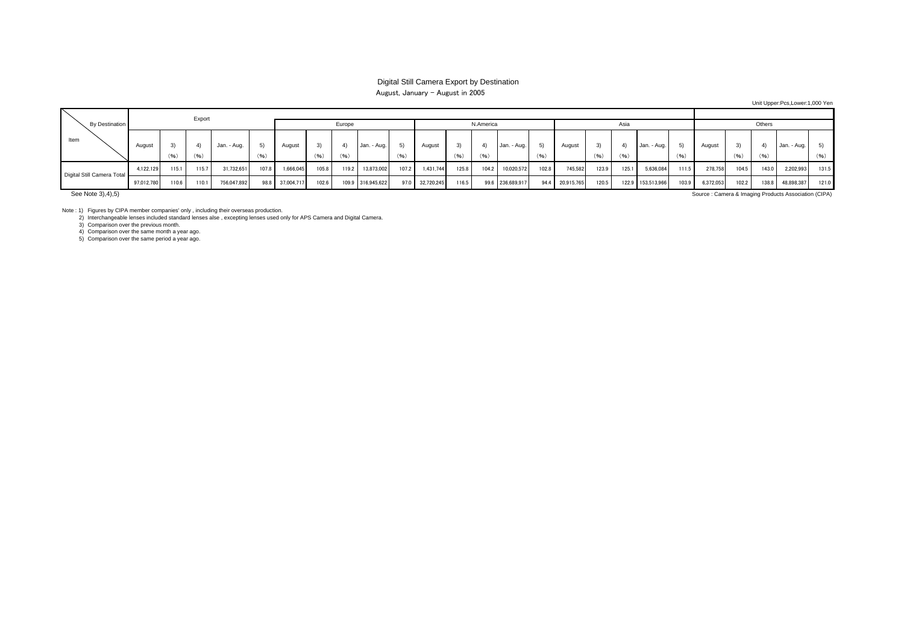# Digital Still Camera Export by Destination

August, January - August in 2005

Unit Upper:Pcs,Lower:1,000 Yen

| By Destination / Item | Export | | | | | Europe | | | | | N.America | | | | | Asia | | | | | Others | | | | |
|---|---|---|---|---|---|---|---|---|---|---|---|---|---|---|---|---|---|---|---|---|---|---|---|---|---|
| | August | 3) (%) | 4) (%) | Jan. - Aug. | 5) (%) | August | 3) (%) | 4) (%) | Jan. - Aug. | 5) (%) | August | 3) (%) | 4) (%) | Jan. - Aug. | 5) (%) | August | 3) (%) | 4) (%) | Jan. - Aug. | 5) (%) | August | 3) (%) | 4) (%) | Jan. - Aug. | 5) (%) |
| Digital Still Camera Total | 4,122,129 | 115.1 | 115.7 | 31,732,651 | 107.8 | 1,666,045 | 105.8 | 119.2 | 13,873,002 | 107.2 | 1,431,744 | 125.8 | 104.2 | 10,020,572 | 102.8 | 745,582 | 123.9 | 125.1 | 5,636,084 | 111.5 | 278,758 | 104.5 | 143.0 | 2,202,993 | 131.5 |
| | 97,012,780 | 110.6 | 110.1 | 756,047,892 | 98.8 | 37,004,717 | 102.6 | 109.9 | 316,945,622 | 97.0 | 32,720,245 | 116.5 | 99.6 | 236,689,917 | 94.4 | 20,915,765 | 120.5 | 122.9 | 153,513,966 | 103.9 | 6,372,053 | 102.2 | 138.8 | 48,898,387 | 121.0 |

See Note 3),4),5)

Source : Camera & Imaging Products Association (CIPA)

Note : 1) Figures by CIPA member companies' only , including their overseas production.

2) Interchangeable lenses included standard lenses alse , excepting lenses used only for APS Camera and Digital Camera.

3) Comparison over the previous month.

4) Comparison over the same month a year ago.

5) Comparison over the same period a year ago.